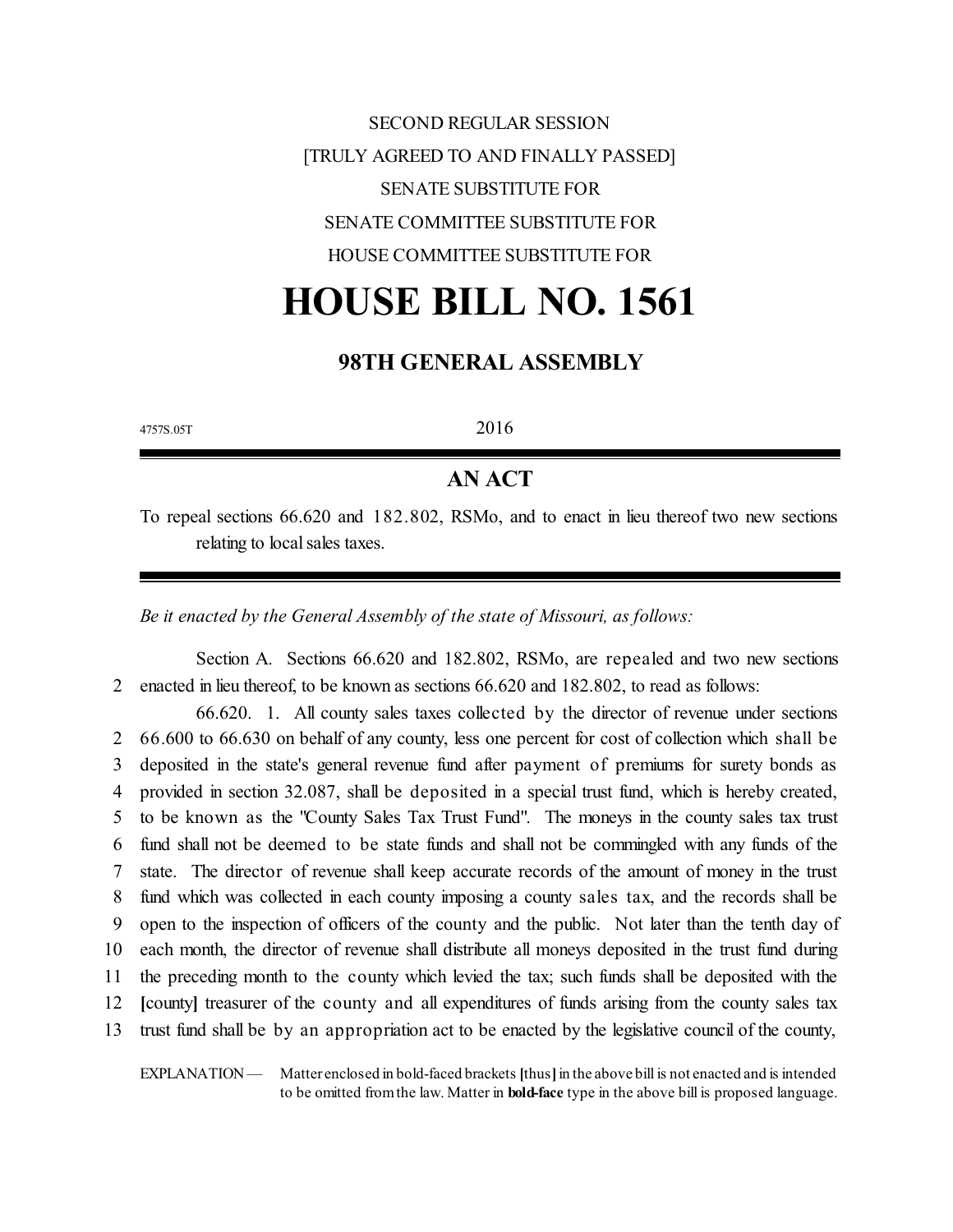SECOND REGULAR SESSION

[TRULY AGREED TO AND FINALLY PASSED]

SENATE SUBSTITUTE FOR

SENATE COMMITTEE SUBSTITUTE FOR

HOUSE COMMITTEE SUBSTITUTE FOR

# HOUSE BILL NO. 1561

## 98TH GENERAL ASSEMBLY

4757S.05T 2016

## AN ACT

To repeal sections 66.620 and 182.802, RSMo, and to enact in lieu thereof two new sections relating to local sales taxes.

*Be it enacted by the General Assembly of the state of Missouri, as follows:*

Section A. Sections 66.620 and 182.802, RSMo, are repealed and two new sections
2 enacted in lieu thereof, to be known as sections 66.620 and 182.802, to read as follows:

66.620. 1. All county sales taxes collected by the director of revenue under sections
2 66.600 to 66.630 on behalf of any county, less one percent for cost of collection which shall be
3 deposited in the state's general revenue fund after payment of premiums for surety bonds as
4 provided in section 32.087, shall be deposited in a special trust fund, which is hereby created,
5 to be known as the "County Sales Tax Trust Fund". The moneys in the county sales tax trust
6 fund shall not be deemed to be state funds and shall not be commingled with any funds of the
7 state. The director of revenue shall keep accurate records of the amount of money in the trust
8 fund which was collected in each county imposing a county sales tax, and the records shall be
9 open to the inspection of officers of the county and the public. Not later than the tenth day of
10 each month, the director of revenue shall distribute all moneys deposited in the trust fund during
11 the preceding month to the county which levied the tax; such funds shall be deposited with the
12 **[**county**]** treasurer of the county and all expenditures of funds arising from the county sales tax
13 trust fund shall be by an appropriation act to be enacted by the legislative council of the county,

EXPLANATION — Matter enclosed in bold-faced brackets **[**thus**]** in the above bill is not enacted and is intended to be omitted from the law. Matter in **bold-face** type in the above bill is proposed language.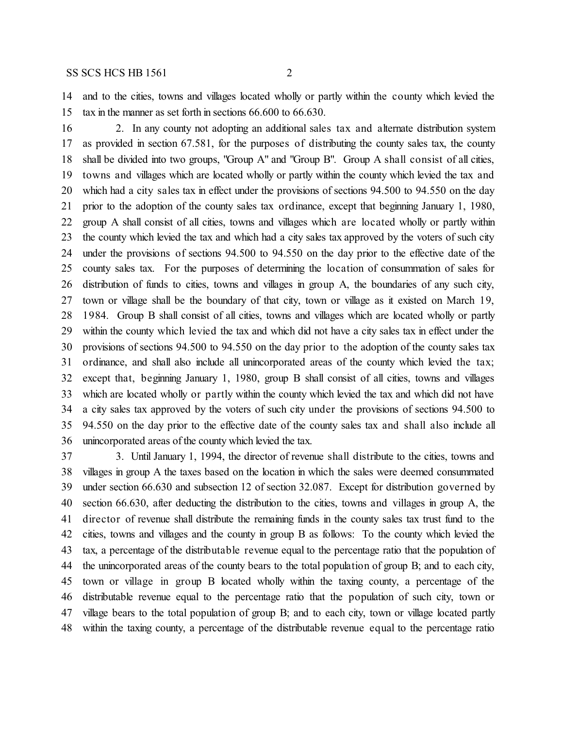and to the cities, towns and villages located wholly or partly within the county which levied the tax in the manner as set forth in sections 66.600 to 66.630.

2. In any county not adopting an additional sales tax and alternate distribution system as provided in section 67.581, for the purposes of distributing the county sales tax, the county shall be divided into two groups, "Group A" and "Group B". Group A shall consist of all cities, towns and villages which are located wholly or partly within the county which levied the tax and which had a city sales tax in effect under the provisions of sections 94.500 to 94.550 on the day prior to the adoption of the county sales tax ordinance, except that beginning January 1, 1980, group A shall consist of all cities, towns and villages which are located wholly or partly within the county which levied the tax and which had a city sales tax approved by the voters of such city under the provisions of sections 94.500 to 94.550 on the day prior to the effective date of the county sales tax. For the purposes of determining the location of consummation of sales for distribution of funds to cities, towns and villages in group A, the boundaries of any such city, town or village shall be the boundary of that city, town or village as it existed on March 19, 1984. Group B shall consist of all cities, towns and villages which are located wholly or partly within the county which levied the tax and which did not have a city sales tax in effect under the provisions of sections 94.500 to 94.550 on the day prior to the adoption of the county sales tax ordinance, and shall also include all unincorporated areas of the county which levied the tax; except that, beginning January 1, 1980, group B shall consist of all cities, towns and villages which are located wholly or partly within the county which levied the tax and which did not have a city sales tax approved by the voters of such city under the provisions of sections 94.500 to 94.550 on the day prior to the effective date of the county sales tax and shall also include all unincorporated areas of the county which levied the tax.

3. Until January 1, 1994, the director of revenue shall distribute to the cities, towns and villages in group A the taxes based on the location in which the sales were deemed consummated under section 66.630 and subsection 12 of section 32.087. Except for distribution governed by section 66.630, after deducting the distribution to the cities, towns and villages in group A, the director of revenue shall distribute the remaining funds in the county sales tax trust fund to the cities, towns and villages and the county in group B as follows: To the county which levied the tax, a percentage of the distributable revenue equal to the percentage ratio that the population of the unincorporated areas of the county bears to the total population of group B; and to each city, town or village in group B located wholly within the taxing county, a percentage of the distributable revenue equal to the percentage ratio that the population of such city, town or village bears to the total population of group B; and to each city, town or village located partly within the taxing county, a percentage of the distributable revenue equal to the percentage ratio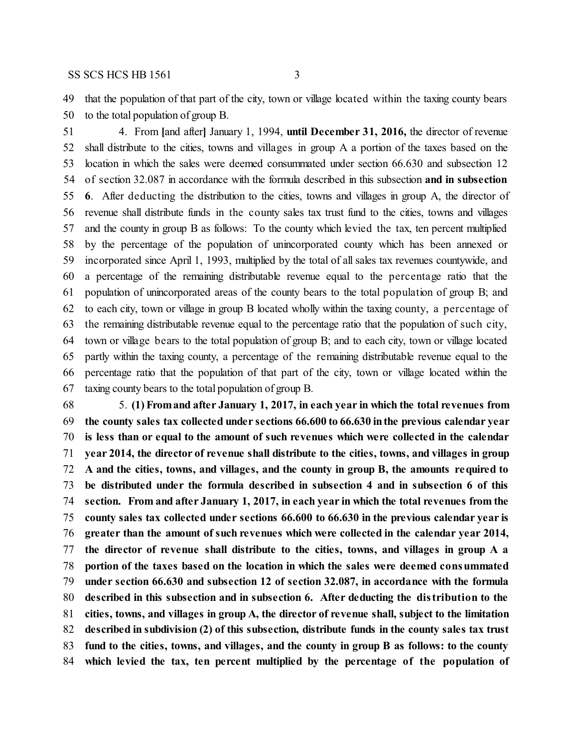that the population of that part of the city, town or village located within the taxing county bears to the total population of group B.

4. From [and after] January 1, 1994, **until December 31, 2016,** the director of revenue shall distribute to the cities, towns and villages in group A a portion of the taxes based on the location in which the sales were deemed consummated under section 66.630 and subsection 12 of section 32.087 in accordance with the formula described in this subsection **and in subsection 6**. After deducting the distribution to the cities, towns and villages in group A, the director of revenue shall distribute funds in the county sales tax trust fund to the cities, towns and villages and the county in group B as follows: To the county which levied the tax, ten percent multiplied by the percentage of the population of unincorporated county which has been annexed or incorporated since April 1, 1993, multiplied by the total of all sales tax revenues countywide, and a percentage of the remaining distributable revenue equal to the percentage ratio that the population of unincorporated areas of the county bears to the total population of group B; and to each city, town or village in group B located wholly within the taxing county, a percentage of the remaining distributable revenue equal to the percentage ratio that the population of such city, town or village bears to the total population of group B; and to each city, town or village located partly within the taxing county, a percentage of the remaining distributable revenue equal to the percentage ratio that the population of that part of the city, town or village located within the taxing county bears to the total population of group B.

5. **(1) From and after January 1, 2017, in each year in which the total revenues from the county sales tax collected under sections 66.600 to 66.630 in the previous calendar year is less than or equal to the amount of such revenues which were collected in the calendar year 2014, the director of revenue shall distribute to the cities, towns, and villages in group A and the cities, towns, and villages, and the county in group B, the amounts required to be distributed under the formula described in subsection 4 and in subsection 6 of this section. From and after January 1, 2017, in each year in which the total revenues from the county sales tax collected under sections 66.600 to 66.630 in the previous calendar year is greater than the amount of such revenues which were collected in the calendar year 2014, the director of revenue shall distribute to the cities, towns, and villages in group A a portion of the taxes based on the location in which the sales were deemed consummated under section 66.630 and subsection 12 of section 32.087, in accordance with the formula described in this subsection and in subsection 6. After deducting the distribution to the cities, towns, and villages in group A, the director of revenue shall, subject to the limitation described in subdivision (2) of this subsection, distribute funds in the county sales tax trust fund to the cities, towns, and villages, and the county in group B as follows: to the county which levied the tax, ten percent multiplied by the percentage of the population of**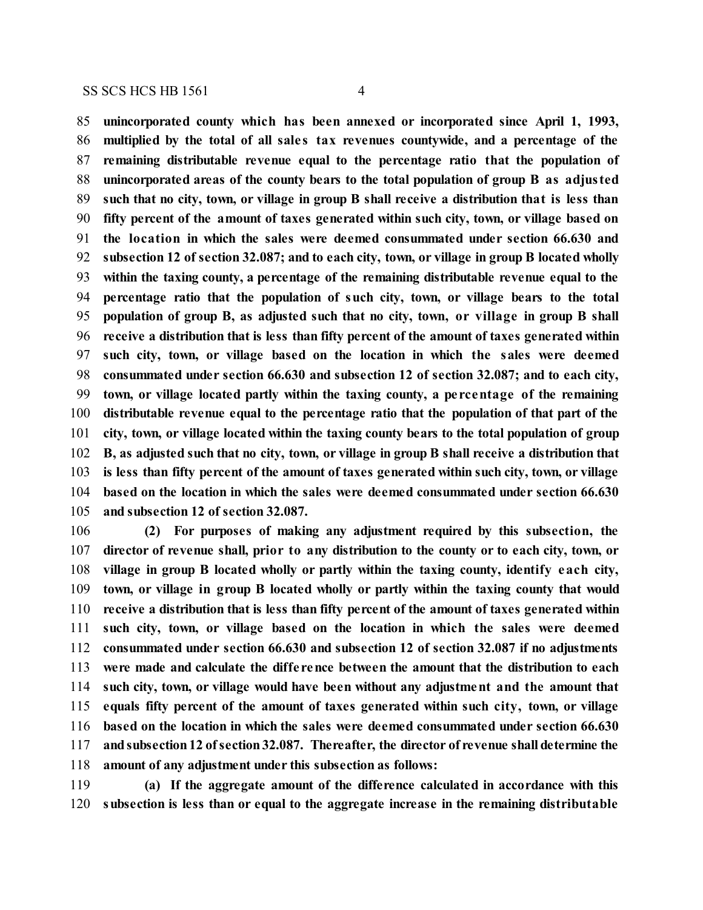**unincorporated county which has been annexed or incorporated since April 1, 1993, multiplied by the total of all sales tax revenues countywide, and a percentage of the remaining distributable revenue equal to the percentage ratio that the population of unincorporated areas of the county bears to the total population of group B as adjusted such that no city, town, or village in group B shall receive a distribution that is less than fifty percent of the amount of taxes generated within such city, town, or village based on the location in which the sales were deemed consummated under section 66.630 and subsection 12 of section 32.087; and to each city, town, or village in group B located wholly within the taxing county, a percentage of the remaining distributable revenue equal to the percentage ratio that the population of such city, town, or village bears to the total population of group B, as adjusted such that no city, town, or village in group B shall receive a distribution that is less than fifty percent of the amount of taxes generated within such city, town, or village based on the location in which the sales were deemed consummated under section 66.630 and subsection 12 of section 32.087; and to each city, town, or village located partly within the taxing county, a percentage of the remaining distributable revenue equal to the percentage ratio that the population of that part of the city, town, or village located within the taxing county bears to the total population of group B, as adjusted such that no city, town, or village in group B shall receive a distribution that is less than fifty percent of the amount of taxes generated within such city, town, or village based on the location in which the sales were deemed consummated under section 66.630 and subsection 12 of section 32.087.**

**(2) For purposes of making any adjustment required by this subsection, the director of revenue shall, prior to any distribution to the county or to each city, town, or village in group B located wholly or partly within the taxing county, identify each city, town, or village in group B located wholly or partly within the taxing county that would receive a distribution that is less than fifty percent of the amount of taxes generated within such city, town, or village based on the location in which the sales were deemed consummated under section 66.630 and subsection 12 of section 32.087 if no adjustments were made and calculate the difference between the amount that the distribution to each such city, town, or village would have been without any adjustment and the amount that equals fifty percent of the amount of taxes generated within such city, town, or village based on the location in which the sales were deemed consummated under section 66.630 and subsection 12 of section 32.087. Thereafter, the director of revenue shall determine the amount of any adjustment under this subsection as follows:**

**(a) If the aggregate amount of the difference calculated in accordance with this subsection is less than or equal to the aggregate increase in the remaining distributable**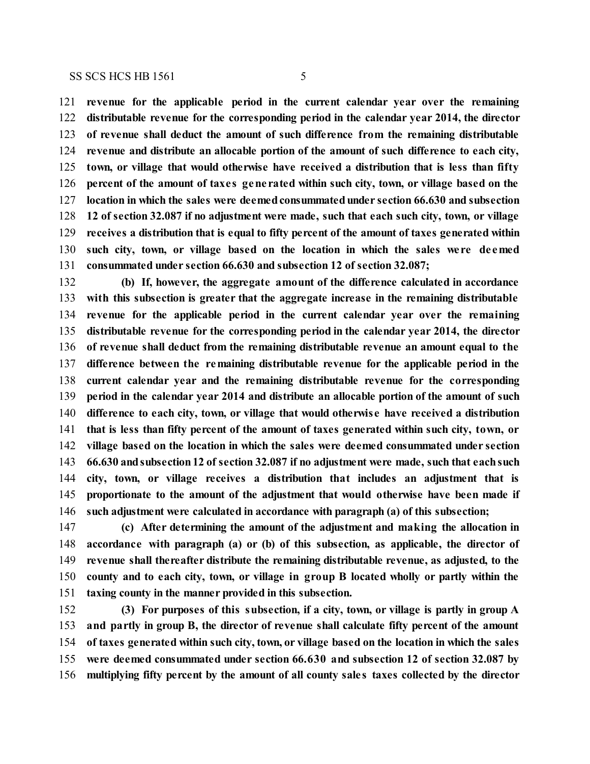**revenue for the applicable period in the current calendar year over the remaining distributable revenue for the corresponding period in the calendar year 2014, the director of revenue shall deduct the amount of such difference from the remaining distributable revenue and distribute an allocable portion of the amount of such difference to each city, town, or village that would otherwise have received a distribution that is less than fifty percent of the amount of taxes generated within such city, town, or village based on the location in which the sales were deemed consummated under section 66.630 and subsection 12 of section 32.087 if no adjustment were made, such that each such city, town, or village receives a distribution that is equal to fifty percent of the amount of taxes generated within such city, town, or village based on the location in which the sales were deemed consummated under section 66.630 and subsection 12 of section 32.087;**

**(b) If, however, the aggregate amount of the difference calculated in accordance with this subsection is greater that the aggregate increase in the remaining distributable revenue for the applicable period in the current calendar year over the remaining distributable revenue for the corresponding period in the calendar year 2014, the director of revenue shall deduct from the remaining distributable revenue an amount equal to the difference between the remaining distributable revenue for the applicable period in the current calendar year and the remaining distributable revenue for the corresponding period in the calendar year 2014 and distribute an allocable portion of the amount of such difference to each city, town, or village that would otherwise have received a distribution that is less than fifty percent of the amount of taxes generated within such city, town, or village based on the location in which the sales were deemed consummated under section 66.630 and subsection 12 of section 32.087 if no adjustment were made, such that each such city, town, or village receives a distribution that includes an adjustment that is proportionate to the amount of the adjustment that would otherwise have been made if such adjustment were calculated in accordance with paragraph (a) of this subsection;**

**(c) After determining the amount of the adjustment and making the allocation in accordance with paragraph (a) or (b) of this subsection, as applicable, the director of revenue shall thereafter distribute the remaining distributable revenue, as adjusted, to the county and to each city, town, or village in group B located wholly or partly within the taxing county in the manner provided in this subsection.**

**(3) For purposes of this subsection, if a city, town, or village is partly in group A and partly in group B, the director of revenue shall calculate fifty percent of the amount of taxes generated within such city, town, or village based on the location in which the sales were deemed consummated under section 66.630 and subsection 12 of section 32.087 by multiplying fifty percent by the amount of all county sales taxes collected by the director**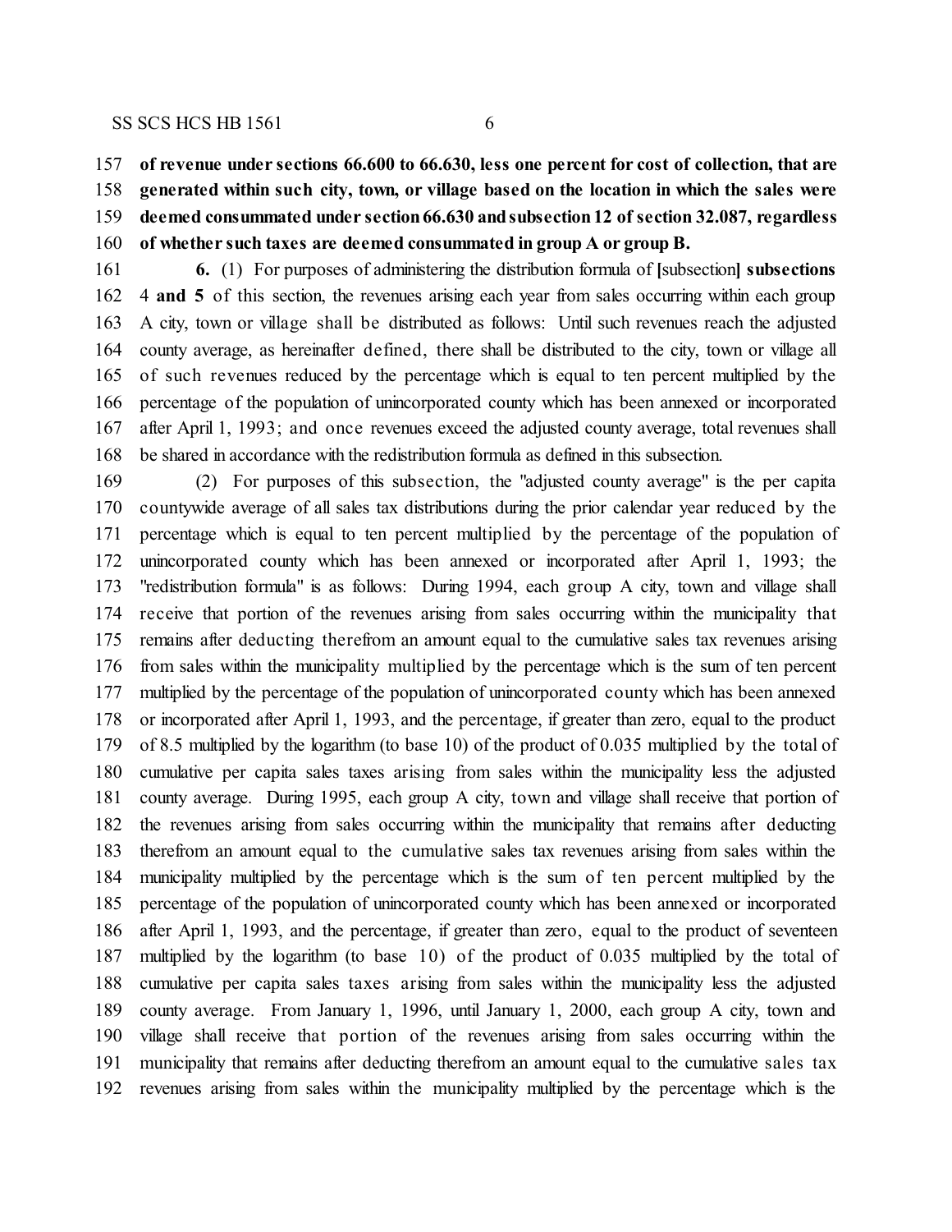**of revenue under sections 66.600 to 66.630, less one percent for cost of collection, that are generated within such city, town, or village based on the location in which the sales were deemed consummated under section 66.630 and subsection 12 of section 32.087, regardless of whether such taxes are deemed consummated in group A or group B.**

**6.** (1) For purposes of administering the distribution formula of **[**subsection**] subsections** 4 **and 5** of this section, the revenues arising each year from sales occurring within each group A city, town or village shall be distributed as follows: Until such revenues reach the adjusted county average, as hereinafter defined, there shall be distributed to the city, town or village all of such revenues reduced by the percentage which is equal to ten percent multiplied by the percentage of the population of unincorporated county which has been annexed or incorporated after April 1, 1993; and once revenues exceed the adjusted county average, total revenues shall be shared in accordance with the redistribution formula as defined in this subsection.

(2) For purposes of this subsection, the "adjusted county average" is the per capita countywide average of all sales tax distributions during the prior calendar year reduced by the percentage which is equal to ten percent multiplied by the percentage of the population of unincorporated county which has been annexed or incorporated after April 1, 1993; the "redistribution formula" is as follows: During 1994, each group A city, town and village shall receive that portion of the revenues arising from sales occurring within the municipality that remains after deducting therefrom an amount equal to the cumulative sales tax revenues arising from sales within the municipality multiplied by the percentage which is the sum of ten percent multiplied by the percentage of the population of unincorporated county which has been annexed or incorporated after April 1, 1993, and the percentage, if greater than zero, equal to the product of 8.5 multiplied by the logarithm (to base 10) of the product of 0.035 multiplied by the total of cumulative per capita sales taxes arising from sales within the municipality less the adjusted county average. During 1995, each group A city, town and village shall receive that portion of the revenues arising from sales occurring within the municipality that remains after deducting therefrom an amount equal to the cumulative sales tax revenues arising from sales within the municipality multiplied by the percentage which is the sum of ten percent multiplied by the percentage of the population of unincorporated county which has been annexed or incorporated after April 1, 1993, and the percentage, if greater than zero, equal to the product of seventeen multiplied by the logarithm (to base 10) of the product of 0.035 multiplied by the total of cumulative per capita sales taxes arising from sales within the municipality less the adjusted county average. From January 1, 1996, until January 1, 2000, each group A city, town and village shall receive that portion of the revenues arising from sales occurring within the municipality that remains after deducting therefrom an amount equal to the cumulative sales tax revenues arising from sales within the municipality multiplied by the percentage which is the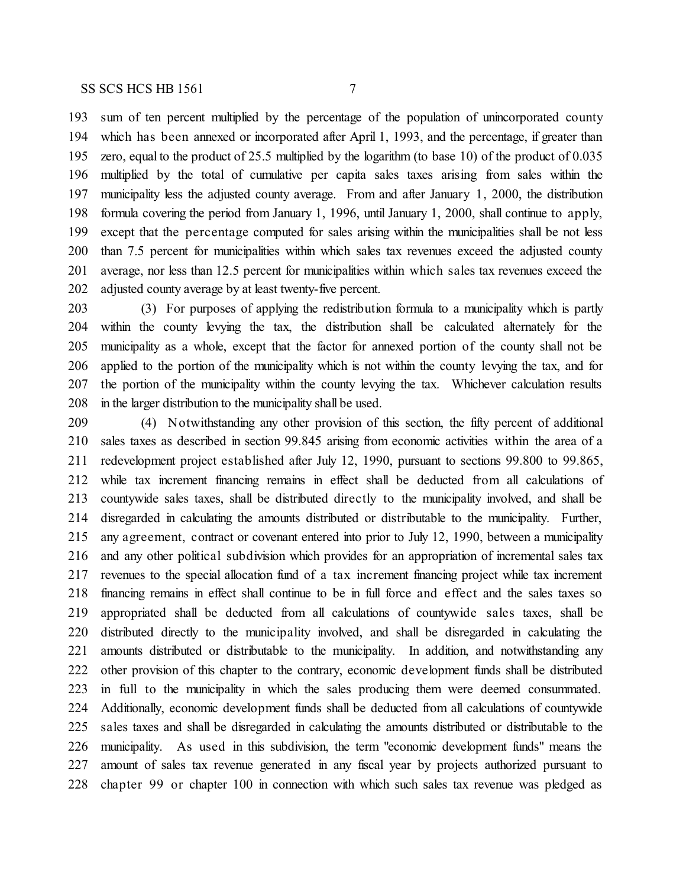sum of ten percent multiplied by the percentage of the population of unincorporated county which has been annexed or incorporated after April 1, 1993, and the percentage, if greater than zero, equal to the product of 25.5 multiplied by the logarithm (to base 10) of the product of 0.035 multiplied by the total of cumulative per capita sales taxes arising from sales within the municipality less the adjusted county average. From and after January 1, 2000, the distribution formula covering the period from January 1, 1996, until January 1, 2000, shall continue to apply, except that the percentage computed for sales arising within the municipalities shall be not less than 7.5 percent for municipalities within which sales tax revenues exceed the adjusted county average, nor less than 12.5 percent for municipalities within which sales tax revenues exceed the adjusted county average by at least twenty-five percent.

(3) For purposes of applying the redistribution formula to a municipality which is partly within the county levying the tax, the distribution shall be calculated alternately for the municipality as a whole, except that the factor for annexed portion of the county shall not be applied to the portion of the municipality which is not within the county levying the tax, and for the portion of the municipality within the county levying the tax. Whichever calculation results in the larger distribution to the municipality shall be used.

(4) Notwithstanding any other provision of this section, the fifty percent of additional sales taxes as described in section 99.845 arising from economic activities within the area of a redevelopment project established after July 12, 1990, pursuant to sections 99.800 to 99.865, while tax increment financing remains in effect shall be deducted from all calculations of countywide sales taxes, shall be distributed directly to the municipality involved, and shall be disregarded in calculating the amounts distributed or distributable to the municipality. Further, any agreement, contract or covenant entered into prior to July 12, 1990, between a municipality and any other political subdivision which provides for an appropriation of incremental sales tax revenues to the special allocation fund of a tax increment financing project while tax increment financing remains in effect shall continue to be in full force and effect and the sales taxes so appropriated shall be deducted from all calculations of countywide sales taxes, shall be distributed directly to the municipality involved, and shall be disregarded in calculating the amounts distributed or distributable to the municipality. In addition, and notwithstanding any other provision of this chapter to the contrary, economic development funds shall be distributed in full to the municipality in which the sales producing them were deemed consummated. Additionally, economic development funds shall be deducted from all calculations of countywide sales taxes and shall be disregarded in calculating the amounts distributed or distributable to the municipality. As used in this subdivision, the term "economic development funds" means the amount of sales tax revenue generated in any fiscal year by projects authorized pursuant to chapter 99 or chapter 100 in connection with which such sales tax revenue was pledged as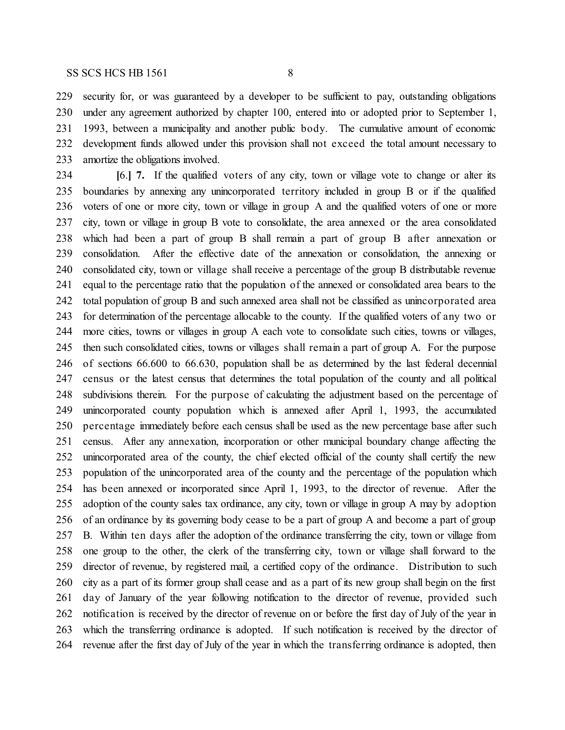security for, or was guaranteed by a developer to be sufficient to pay, outstanding obligations under any agreement authorized by chapter 100, entered into or adopted prior to September 1, 1993, between a municipality and another public body. The cumulative amount of economic development funds allowed under this provision shall not exceed the total amount necessary to amortize the obligations involved.

**[**6.**] 7.** If the qualified voters of any city, town or village vote to change or alter its boundaries by annexing any unincorporated territory included in group B or if the qualified voters of one or more city, town or village in group A and the qualified voters of one or more city, town or village in group B vote to consolidate, the area annexed or the area consolidated which had been a part of group B shall remain a part of group B after annexation or consolidation. After the effective date of the annexation or consolidation, the annexing or consolidated city, town or village shall receive a percentage of the group B distributable revenue equal to the percentage ratio that the population of the annexed or consolidated area bears to the total population of group B and such annexed area shall not be classified as unincorporated area for determination of the percentage allocable to the county. If the qualified voters of any two or more cities, towns or villages in group A each vote to consolidate such cities, towns or villages, then such consolidated cities, towns or villages shall remain a part of group A. For the purpose of sections 66.600 to 66.630, population shall be as determined by the last federal decennial census or the latest census that determines the total population of the county and all political subdivisions therein. For the purpose of calculating the adjustment based on the percentage of unincorporated county population which is annexed after April 1, 1993, the accumulated percentage immediately before each census shall be used as the new percentage base after such census. After any annexation, incorporation or other municipal boundary change affecting the unincorporated area of the county, the chief elected official of the county shall certify the new population of the unincorporated area of the county and the percentage of the population which has been annexed or incorporated since April 1, 1993, to the director of revenue. After the adoption of the county sales tax ordinance, any city, town or village in group A may by adoption of an ordinance by its governing body cease to be a part of group A and become a part of group B. Within ten days after the adoption of the ordinance transferring the city, town or village from one group to the other, the clerk of the transferring city, town or village shall forward to the director of revenue, by registered mail, a certified copy of the ordinance. Distribution to such city as a part of its former group shall cease and as a part of its new group shall begin on the first day of January of the year following notification to the director of revenue, provided such notification is received by the director of revenue on or before the first day of July of the year in which the transferring ordinance is adopted. If such notification is received by the director of revenue after the first day of July of the year in which the transferring ordinance is adopted, then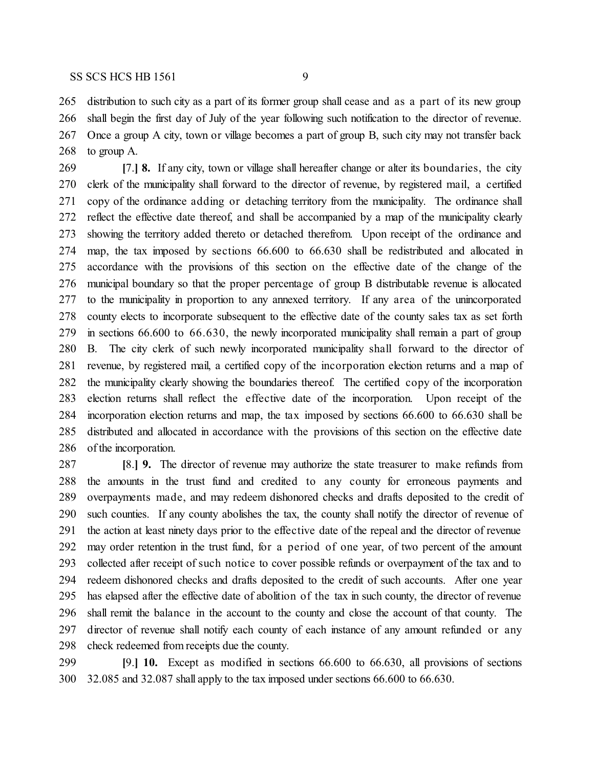distribution to such city as a part of its former group shall cease and as a part of its new group shall begin the first day of July of the year following such notification to the director of revenue. Once a group A city, town or village becomes a part of group B, such city may not transfer back to group A.

[7.] **8.** If any city, town or village shall hereafter change or alter its boundaries, the city clerk of the municipality shall forward to the director of revenue, by registered mail, a certified copy of the ordinance adding or detaching territory from the municipality. The ordinance shall reflect the effective date thereof, and shall be accompanied by a map of the municipality clearly showing the territory added thereto or detached therefrom. Upon receipt of the ordinance and map, the tax imposed by sections 66.600 to 66.630 shall be redistributed and allocated in accordance with the provisions of this section on the effective date of the change of the municipal boundary so that the proper percentage of group B distributable revenue is allocated to the municipality in proportion to any annexed territory. If any area of the unincorporated county elects to incorporate subsequent to the effective date of the county sales tax as set forth in sections 66.600 to 66.630, the newly incorporated municipality shall remain a part of group B. The city clerk of such newly incorporated municipality shall forward to the director of revenue, by registered mail, a certified copy of the incorporation election returns and a map of the municipality clearly showing the boundaries thereof. The certified copy of the incorporation election returns shall reflect the effective date of the incorporation. Upon receipt of the incorporation election returns and map, the tax imposed by sections 66.600 to 66.630 shall be distributed and allocated in accordance with the provisions of this section on the effective date of the incorporation.

[8.] **9.** The director of revenue may authorize the state treasurer to make refunds from the amounts in the trust fund and credited to any county for erroneous payments and overpayments made, and may redeem dishonored checks and drafts deposited to the credit of such counties. If any county abolishes the tax, the county shall notify the director of revenue of the action at least ninety days prior to the effective date of the repeal and the director of revenue may order retention in the trust fund, for a period of one year, of two percent of the amount collected after receipt of such notice to cover possible refunds or overpayment of the tax and to redeem dishonored checks and drafts deposited to the credit of such accounts. After one year has elapsed after the effective date of abolition of the tax in such county, the director of revenue shall remit the balance in the account to the county and close the account of that county. The director of revenue shall notify each county of each instance of any amount refunded or any check redeemed from receipts due the county.

[9.] **10.** Except as modified in sections 66.600 to 66.630, all provisions of sections 32.085 and 32.087 shall apply to the tax imposed under sections 66.600 to 66.630.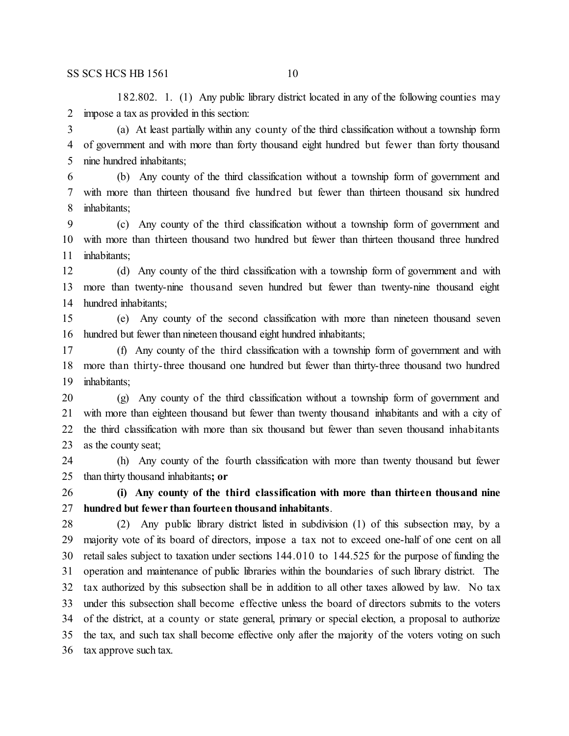182.802. 1. (1) Any public library district located in any of the following counties may impose a tax as provided in this section:

(a) At least partially within any county of the third classification without a township form of government and with more than forty thousand eight hundred but fewer than forty thousand nine hundred inhabitants;

(b) Any county of the third classification without a township form of government and with more than thirteen thousand five hundred but fewer than thirteen thousand six hundred inhabitants;

(c) Any county of the third classification without a township form of government and with more than thirteen thousand two hundred but fewer than thirteen thousand three hundred inhabitants;

(d) Any county of the third classification with a township form of government and with more than twenty-nine thousand seven hundred but fewer than twenty-nine thousand eight hundred inhabitants;

(e) Any county of the second classification with more than nineteen thousand seven hundred but fewer than nineteen thousand eight hundred inhabitants;

(f) Any county of the third classification with a township form of government and with more than thirty-three thousand one hundred but fewer than thirty-three thousand two hundred inhabitants;

(g) Any county of the third classification without a township form of government and with more than eighteen thousand but fewer than twenty thousand inhabitants and with a city of the third classification with more than six thousand but fewer than seven thousand inhabitants as the county seat;

(h) Any county of the fourth classification with more than twenty thousand but fewer than thirty thousand inhabitants**; or**

**(i) Any county of the third classification with more than thirteen thousand nine hundred but fewer than fourteen thousand inhabitants**.

(2) Any public library district listed in subdivision (1) of this subsection may, by a majority vote of its board of directors, impose a tax not to exceed one-half of one cent on all retail sales subject to taxation under sections 144.010 to 144.525 for the purpose of funding the operation and maintenance of public libraries within the boundaries of such library district. The tax authorized by this subsection shall be in addition to all other taxes allowed by law. No tax under this subsection shall become effective unless the board of directors submits to the voters of the district, at a county or state general, primary or special election, a proposal to authorize the tax, and such tax shall become effective only after the majority of the voters voting on such tax approve such tax.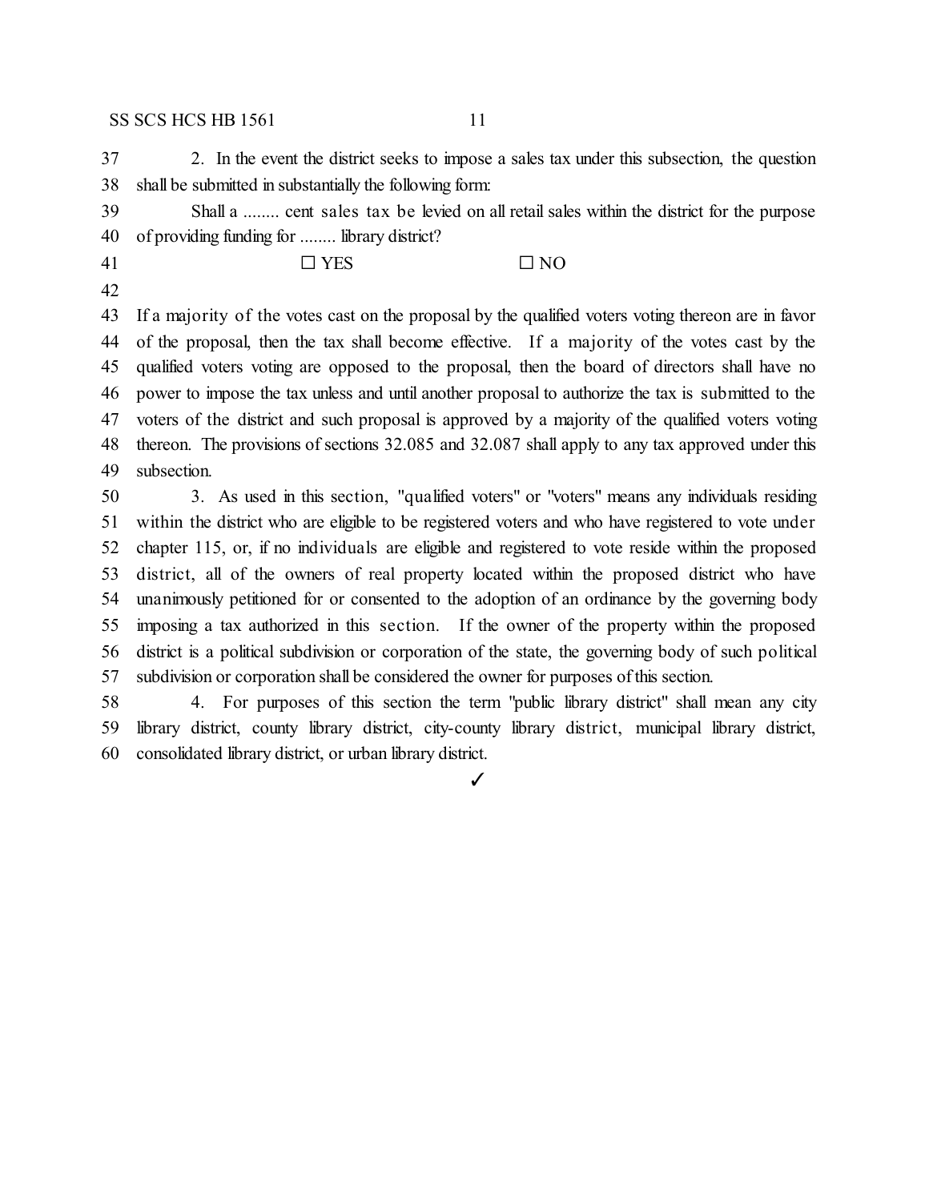2. In the event the district seeks to impose a sales tax under this subsection, the question shall be submitted in substantially the following form:

Shall a ........ cent sales tax be levied on all retail sales within the district for the purpose of providing funding for ........ library district?

☐ YES ☐ NO

If a majority of the votes cast on the proposal by the qualified voters voting thereon are in favor of the proposal, then the tax shall become effective. If a majority of the votes cast by the qualified voters voting are opposed to the proposal, then the board of directors shall have no power to impose the tax unless and until another proposal to authorize the tax is submitted to the voters of the district and such proposal is approved by a majority of the qualified voters voting thereon. The provisions of sections 32.085 and 32.087 shall apply to any tax approved under this subsection.

3. As used in this section, "qualified voters" or "voters" means any individuals residing within the district who are eligible to be registered voters and who have registered to vote under chapter 115, or, if no individuals are eligible and registered to vote reside within the proposed district, all of the owners of real property located within the proposed district who have unanimously petitioned for or consented to the adoption of an ordinance by the governing body imposing a tax authorized in this section. If the owner of the property within the proposed district is a political subdivision or corporation of the state, the governing body of such political subdivision or corporation shall be considered the owner for purposes of this section.

4. For purposes of this section the term "public library district" shall mean any city library district, county library district, city-county library district, municipal library district, consolidated library district, or urban library district.

✓